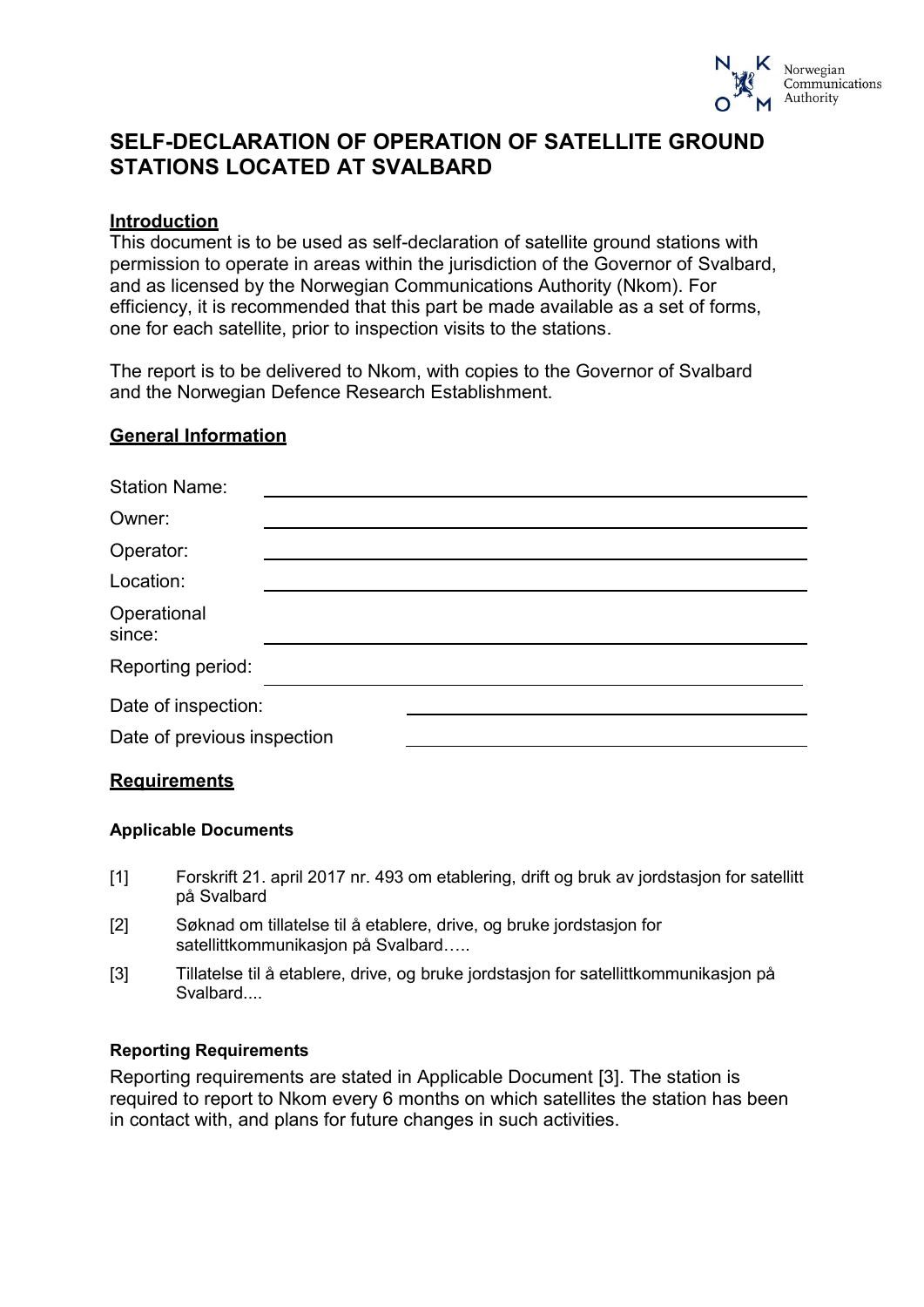Norwegian Communications Authority

# SELF-DECLARATION OF OPERATION OF SATELLITE GROUND STATIONS LOCATED AT SVALBARD

## Introduction

This document is to be used as self-declaration of satellite ground stations with permission to operate in areas within the jurisdiction of the Governor of Svalbard, and as licensed by the Norwegian Communications Authority (Nkom). For efficiency, it is recommended that this part be made available as a set of forms, one for each satellite, prior to inspection visits to the stations.

The report is to be delivered to Nkom, with copies to the Governor of Svalbard and the Norwegian Defence Research Establishment.

## General Information

Station Name: \_\_\_\_\_\_\_\_\_\_\_\_\_\_\_\_\_\_\_\_

Owner: \_\_\_\_\_\_\_\_\_\_\_\_\_\_\_\_\_\_\_\_

Operator: \_\_\_\_\_\_\_\_\_\_\_\_\_\_\_\_\_\_\_\_

Location: \_\_\_\_\_\_\_\_\_\_\_\_\_\_\_\_\_\_\_\_

Operational since: \_\_\_\_\_\_\_\_\_\_\_\_\_\_\_\_\_\_\_\_

Reporting period: \_\_\_\_\_\_\_\_\_\_\_\_\_\_\_\_\_\_\_\_

Date of inspection: \_\_\_\_\_\_\_\_\_\_\_\_\_\_\_\_\_\_\_\_

Date of previous inspection \_\_\_\_\_\_\_\_\_\_\_\_\_\_\_\_\_\_\_\_

## Requirements

### Applicable Documents

[1] Forskrift 21. april 2017 nr. 493 om etablering, drift og bruk av jordstasjon for satellitt på Svalbard

[2] Søknad om tillatelse til å etablere, drive, og bruke jordstasjon for satellittkommunikasjon på Svalbard…..

[3] Tillatelse til å etablere, drive, og bruke jordstasjon for satellittkommunikasjon på Svalbard....

### Reporting Requirements

Reporting requirements are stated in Applicable Document [3]. The station is required to report to Nkom every 6 months on which satellites the station has been in contact with, and plans for future changes in such activities.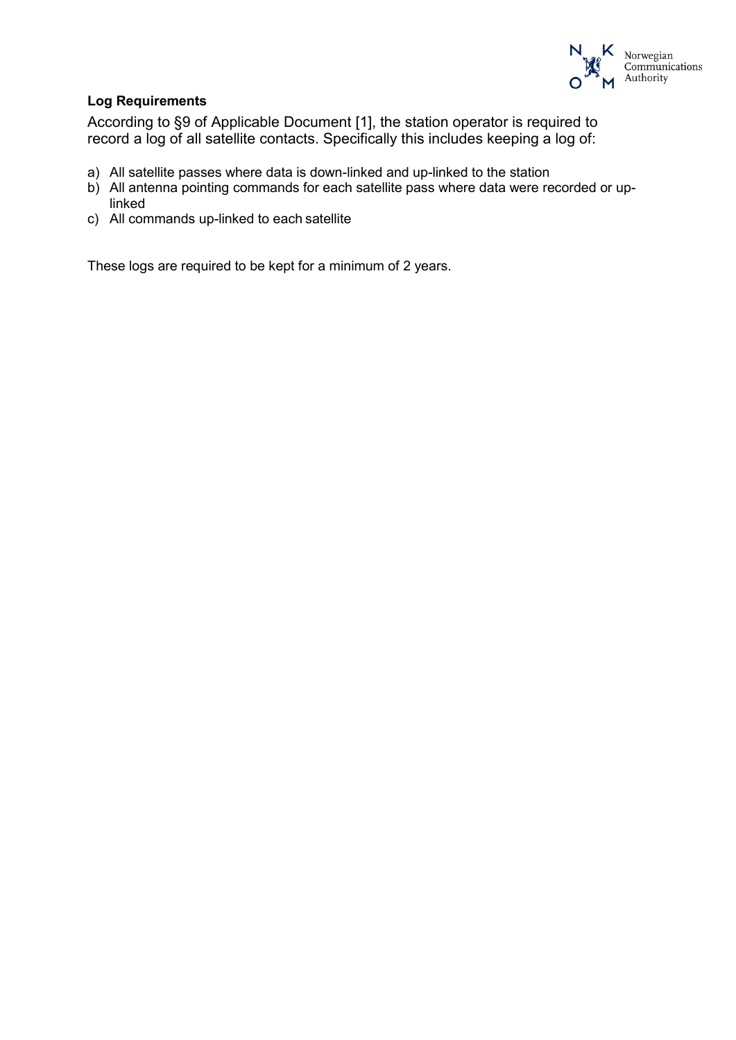**Log Requirements**

According to §9 of Applicable Document [1], the station operator is required to record a log of all satellite contacts. Specifically this includes keeping a log of:

a) All satellite passes where data is down-linked and up-linked to the station
b) All antenna pointing commands for each satellite pass where data were recorded or up-linked
c) All commands up-linked to each satellite

These logs are required to be kept for a minimum of 2 years.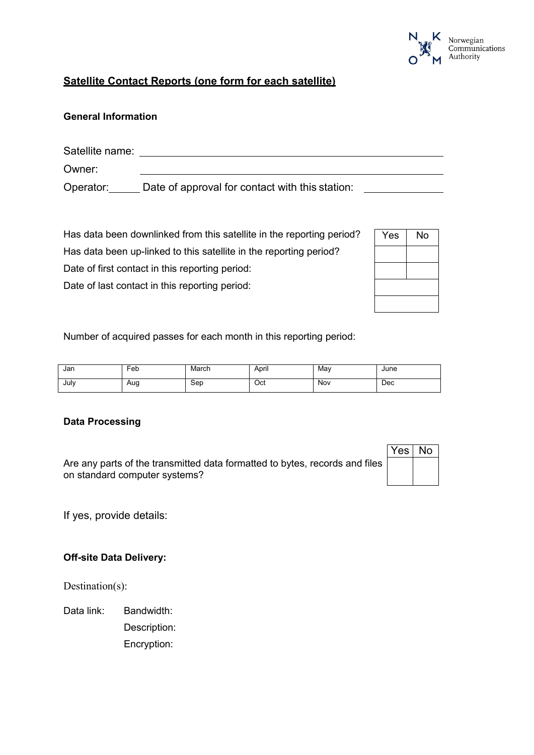## Satellite Contact Reports (one form for each satellite)

### General Information

Satellite name: ______________________________

Owner: ______________________________

Operator: ______ Date of approval for contact with this station: ______________

| | Yes | No |
|---|---|---|
| Has data been downlinked from this satellite in the reporting period? | | |
| Has data been up-linked to this satellite in the reporting period? | | |
| Date of first contact in this reporting period: | | |
| Date of last contact in this reporting period: | | |

Number of acquired passes for each month in this reporting period:

| Jan | Feb | March | April | May | June |
|---|---|---|---|---|---|
| July | Aug | Sep | Oct | Nov | Dec |

### Data Processing

| | Yes | No |
|---|---|---|
| Are any parts of the transmitted data formatted to bytes, records and files on standard computer systems? | | |

If yes, provide details:

### Off-site Data Delivery:

Destination(s):

Data link: Bandwidth:

Description:

Encryption: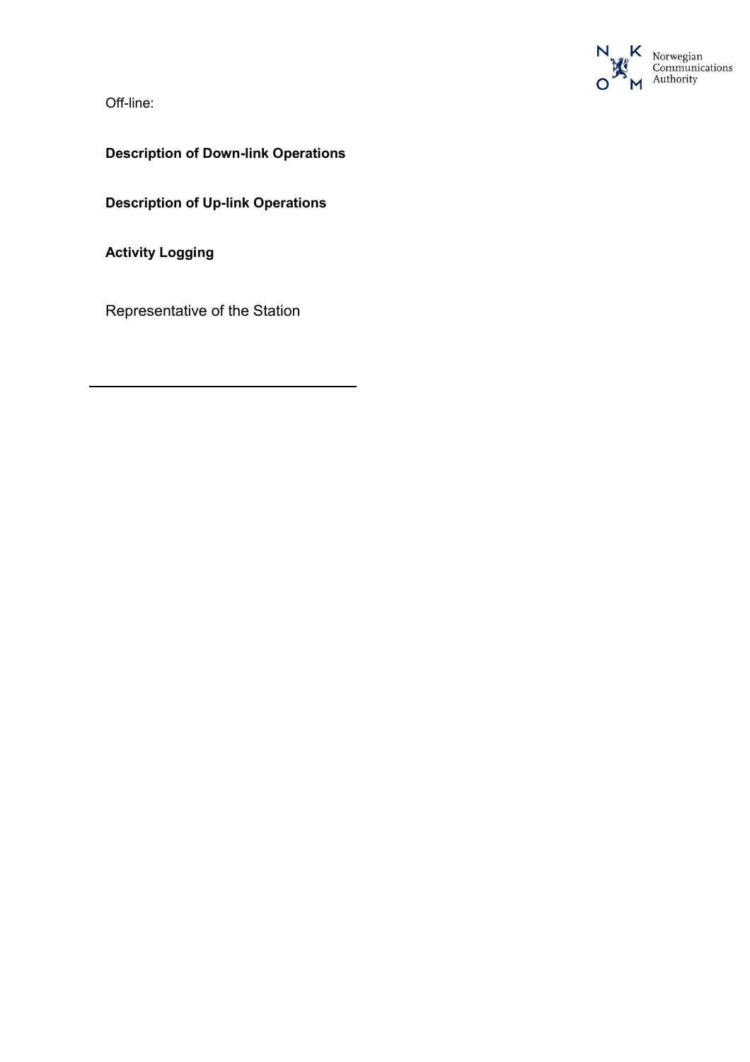Off-line:

**Description of Down-link Operations**

**Description of Up-link Operations**

**Activity Logging**

Representative of the Station

\_\_\_\_\_\_\_\_\_\_\_\_\_\_\_\_\_\_\_\_\_\_\_\_\_\_\_\_\_\_\_\_